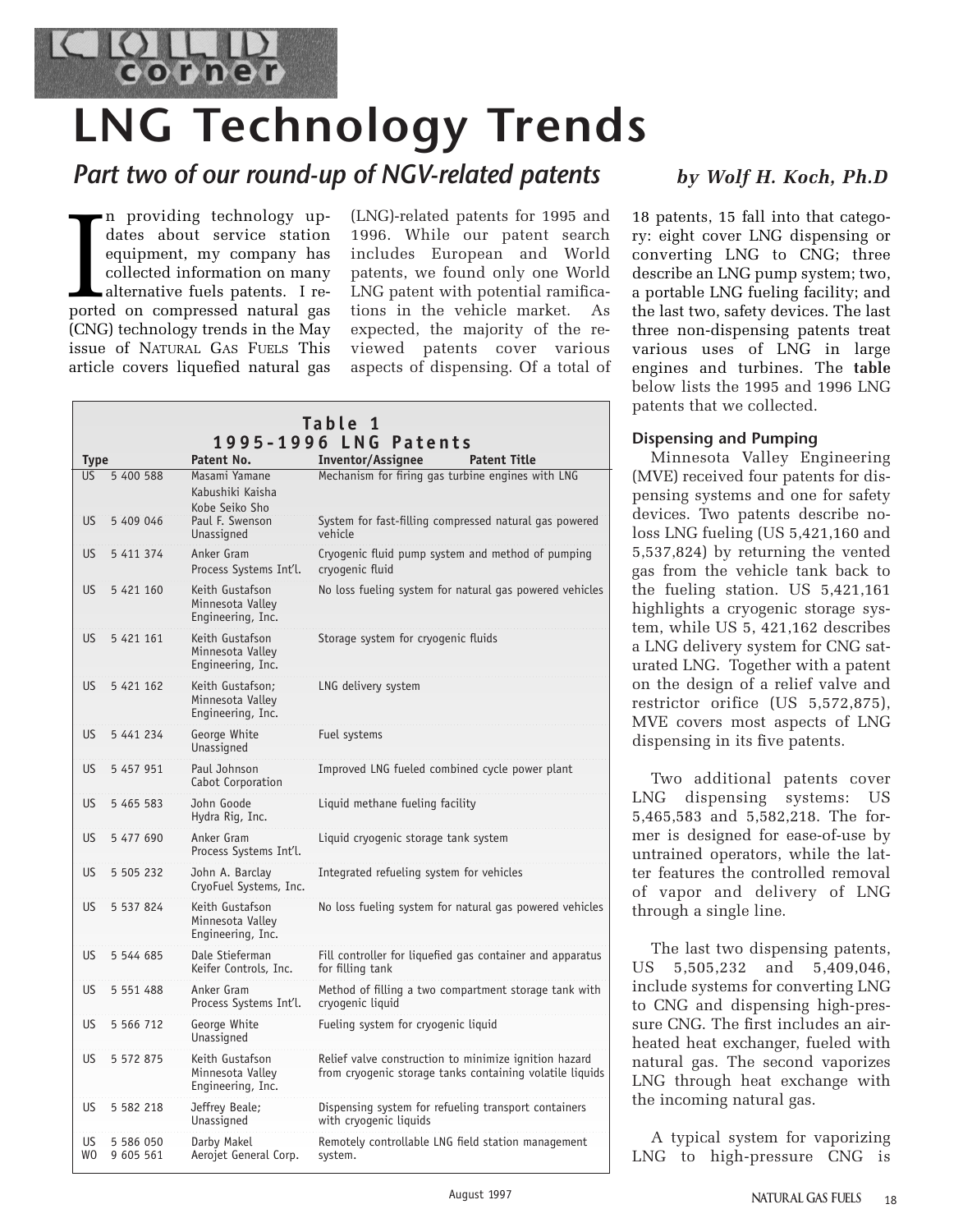# LNG Technology Trends

## Part two of our round-up of NGV-related patents

***by Wolf H. Koch, Ph.D***

In providing technology updates about service station equipment, my company has collected information on many alternative fuels patents. I reported on compressed natural gas (CNG) technology trends in the May issue of NATURAL GAS FUELS This article covers liquefied natural gas (LNG)-related patents for 1995 and 1996. While our patent search includes European and World patents, we found only one World LNG patent with potential ramifications in the vehicle market. As expected, the majority of the reviewed patents cover various aspects of dispensing. Of a total of 18 patents, 15 fall into that category: eight cover LNG dispensing or converting LNG to CNG; three describe an LNG pump system; two, a portable LNG fueling facility; and the last two, safety devices. The last three non-dispensing patents treat various uses of LNG in large engines and turbines. The **table** below lists the 1995 and 1996 LNG patents that we collected.

**Table 1**
**1995-1996 LNG Patents**

| Type | Patent No. | Inventor/Assignee | Patent Title |
|---|---|---|---|
| US | 5 400 588 | Masami Yamane Kabushiki Kaisha Kobe Seiko Sho | Mechanism for firing gas turbine engines with LNG |
| US | 5 409 046 | Paul F. Swenson Unassigned | System for fast-filling compressed natural gas powered vehicle |
| US | 5 411 374 | Anker Gram Process Systems Int'l. | Cryogenic fluid pump system and method of pumping cryogenic fluid |
| US | 5 421 160 | Keith Gustafson Minnesota Valley Engineering, Inc. | No loss fueling system for natural gas powered vehicles |
| US | 5 421 161 | Keith Gustafson Minnesota Valley Engineering, Inc. | Storage system for cryogenic fluids |
| US | 5 421 162 | Keith Gustafson; Minnesota Valley Engineering, Inc. | LNG delivery system |
| US | 5 441 234 | George White Unassigned | Fuel systems |
| US | 5 457 951 | Paul Johnson Cabot Corporation | Improved LNG fueled combined cycle power plant |
| US | 5 465 583 | John Goode Hydra Rig, Inc. | Liquid methane fueling facility |
| US | 5 477 690 | Anker Gram Process Systems Int'l. | Liquid cryogenic storage tank system |
| US | 5 505 232 | John A. Barclay CryoFuel Systems, Inc. | Integrated refueling system for vehicles |
| US | 5 537 824 | Keith Gustafson Minnesota Valley Engineering, Inc. | No loss fueling system for natural gas powered vehicles |
| US | 5 544 685 | Dale Stieferman Keifer Controls, Inc. | Fill controller for liquefied gas container and apparatus for filling tank |
| US | 5 551 488 | Anker Gram Process Systems Int'l. | Method of filling a two compartment storage tank with cryogenic liquid |
| US | 5 566 712 | George White Unassigned | Fueling system for cryogenic liquid |
| US | 5 572 875 | Keith Gustafson Minnesota Valley Engineering, Inc. | Relief valve construction to minimize ignition hazard from cryogenic storage tanks containing volatile liquids |
| US | 5 582 218 | Jeffrey Beale; Unassigned | Dispensing system for refueling transport containers with cryogenic liquids |
| US WO | 5 586 050 9 605 561 | Darby Makel Aerojet General Corp. | Remotely controllable LNG field station management system. |

### Dispensing and Pumping

Minnesota Valley Engineering (MVE) received four patents for dispensing systems and one for safety devices. Two patents describe no-loss LNG fueling (US 5,421,160 and 5,537,824) by returning the vented gas from the vehicle tank back to the fueling station. US 5,421,161 highlights a cryogenic storage system, while US 5, 421,162 describes a LNG delivery system for CNG saturated LNG. Together with a patent on the design of a relief valve and restrictor orifice (US 5,572,875), MVE covers most aspects of LNG dispensing in its five patents.

Two additional patents cover LNG dispensing systems: US 5,465,583 and 5,582,218. The former is designed for ease-of-use by untrained operators, while the latter features the controlled removal of vapor and delivery of LNG through a single line.

The last two dispensing patents, US 5,505,232 and 5,409,046, include systems for converting LNG to CNG and dispensing high-pressure CNG. The first includes an air-heated heat exchanger, fueled with natural gas. The second vaporizes LNG through heat exchange with the incoming natural gas.

A typical system for vaporizing LNG to high-pressure CNG is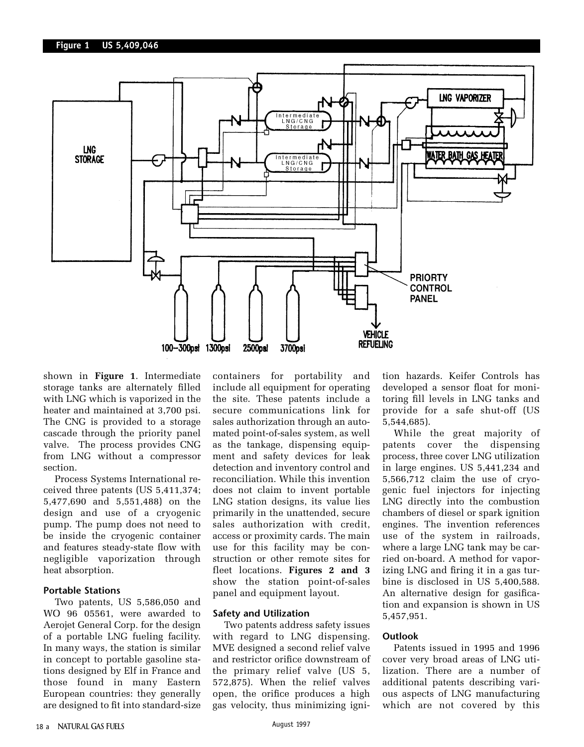**Figure 1 US 5,409,046**

shown in **Figure 1**. Intermediate storage tanks are alternately filled with LNG which is vaporized in the heater and maintained at 3,700 psi. The CNG is provided to a storage cascade through the priority panel valve. The process provides CNG from LNG without a compressor section.

Process Systems International received three patents (US 5,411,374; 5,477,690 and 5,551,488) on the design and use of a cryogenic pump. The pump does not need to be inside the cryogenic container and features steady-state flow with negligible vaporization through heat absorption.

### Portable Stations

Two patents, US 5,586,050 and WO 96 05561, were awarded to Aerojet General Corp. for the design of a portable LNG fueling facility. In many ways, the station is similar in concept to portable gasoline stations designed by Elf in France and those found in many Eastern European countries: they generally are designed to fit into standard-size containers for portability and include all equipment for operating the site. These patents include a secure communications link for sales authorization through an automated point-of-sales system, as well as the tankage, dispensing equipment and safety devices for leak detection and inventory control and reconciliation. While this invention does not claim to invent portable LNG station designs, its value lies primarily in the unattended, secure sales authorization with credit, access or proximity cards. The main use for this facility may be construction or other remote sites for fleet locations. **Figures 2 and 3** show the station point-of-sales panel and equipment layout.

### Safety and Utilization

Two patents address safety issues with regard to LNG dispensing. MVE designed a second relief valve and restrictor orifice downstream of the primary relief valve (US 5, 572,875). When the relief valves open, the orifice produces a high gas velocity, thus minimizing ignition hazards. Keifer Controls has developed a sensor float for monitoring fill levels in LNG tanks and provide for a safe shut-off (US 5,544,685).

While the great majority of patents cover the dispensing process, three cover LNG utilization in large engines. US 5,441,234 and 5,566,712 claim the use of cryogenic fuel injectors for injecting LNG directly into the combustion chambers of diesel or spark ignition engines. The invention references use of the system in railroads, where a large LNG tank may be carried on-board. A method for vaporizing LNG and firing it in a gas turbine is disclosed in US 5,400,588. An alternative design for gasification and expansion is shown in US 5,457,951.

### Outlook

Patents issued in 1995 and 1996 cover very broad areas of LNG utilization. There are a number of additional patents describing various aspects of LNG manufacturing which are not covered by this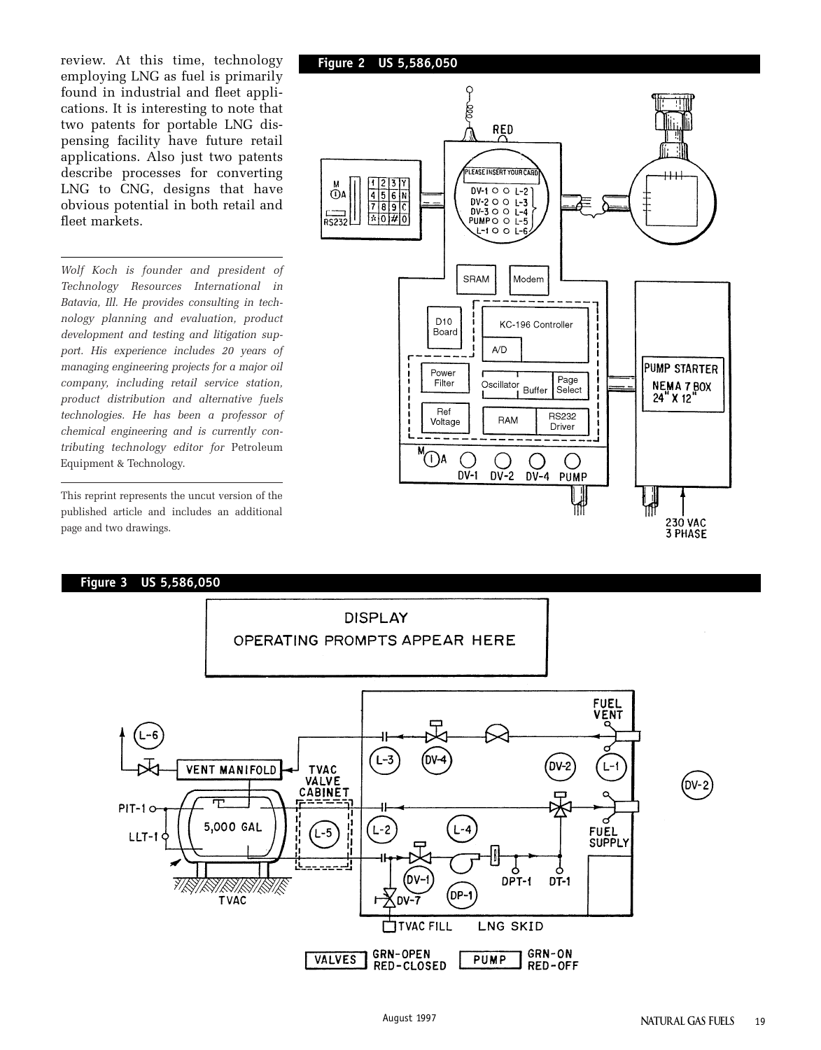review. At this time, technology employing LNG as fuel is primarily found in industrial and fleet applications. It is interesting to note that two patents for portable LNG dispensing facility have future retail applications. Also just two patents describe processes for converting LNG to CNG, designs that have obvious potential in both retail and fleet markets.

---

*Wolf Koch is founder and president of Technology Resources International in Batavia, Ill. He provides consulting in technology planning and evaluation, product development and testing and litigation support. His experience includes 20 years of managing engineering projects for a major oil company, including retail service station, product distribution and alternative fuels technologies. He has been a professor of chemical engineering and is currently contributing technology editor for* Petroleum Equipment & Technology.

---

This reprint represents the uncut version of the published article and includes an additional page and two drawings.

**Figure 2 US 5,586,050**

RED
PLEASE INSERT YOUR CARD
DV-1 L-2
DV-2 L-3
DV-3 L-4
PUMP L-5
L-1 L-6
M A
RS232
1 2 3 Y
4 5 6 N
7 8 9 C
* 0 # 0
SRAM
Modem
D10 Board
KC-196 Controller
A/D
Power Filter
Oscillator
Buffer
Page Select
Ref Voltage
RAM
RS232 Driver
PUMP STARTER
NEMA 7 BOX
24" X 12"
M A DV-1 DV-2 DV-4 PUMP
230 VAC
3 PHASE

**Figure 3 US 5,586,050**

DISPLAY
OPERATING PROMPTS APPEAR HERE
L-6
VENT MANIFOLD
TVAC VALVE CABINET
PIT-1
LLT-1
5,000 GAL
TVAC
L-5
L-3
DV-4
L-2
L-4
DV-2
L-1
FUEL VENT
FUEL SUPPLY
DV-2
DV-1
DV-7
DP-1
DPT-1
DT-1
TVAC FILL
LNG SKID
VALVES GRN-OPEN RED-CLOSED
PUMP GRN-ON RED-OFF